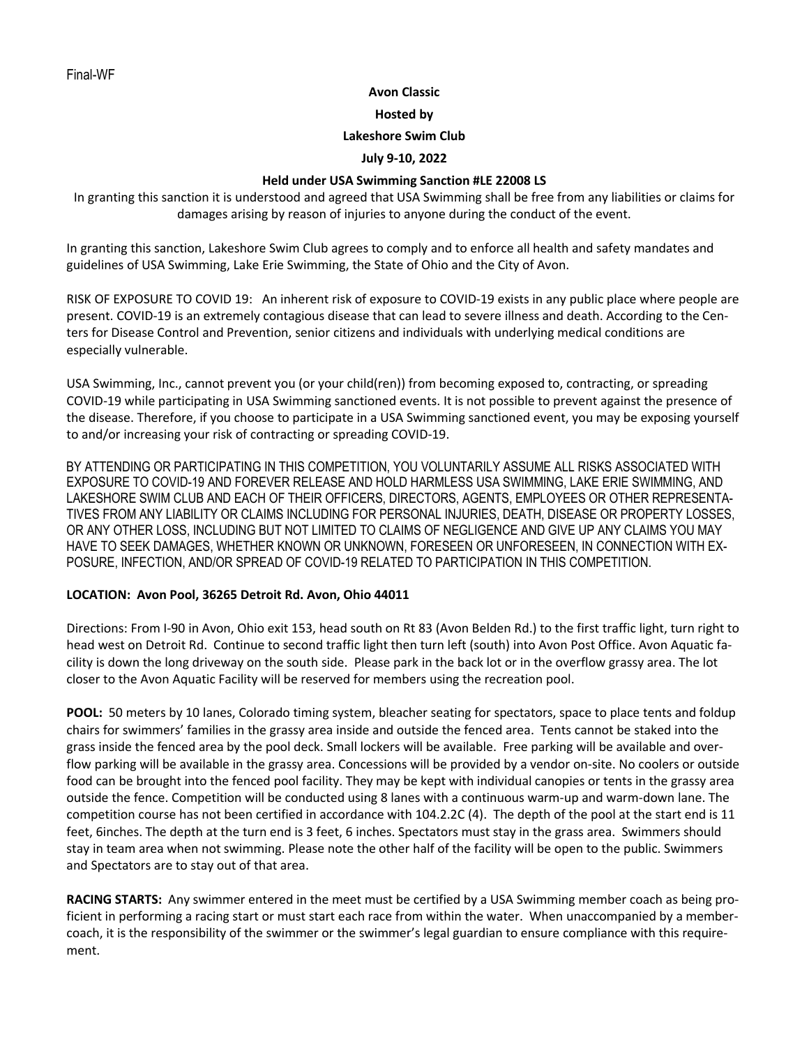Final-WF

**Avon Classic**

**Hosted by**

**Lakeshore Swim Club**

**July 9-10, 2022**

**Held under USA Swimming Sanction #LE 22008 LS**

In granting this sanction it is understood and agreed that USA Swimming shall be free from any liabilities or claims for damages arising by reason of injuries to anyone during the conduct of the event.

In granting this sanction, Lakeshore Swim Club agrees to comply and to enforce all health and safety mandates and guidelines of USA Swimming, Lake Erie Swimming, the State of Ohio and the City of Avon.

RISK OF EXPOSURE TO COVID 19: An inherent risk of exposure to COVID-19 exists in any public place where people are present. COVID-19 is an extremely contagious disease that can lead to severe illness and death. According to the Centers for Disease Control and Prevention, senior citizens and individuals with underlying medical conditions are especially vulnerable.

USA Swimming, Inc., cannot prevent you (or your child(ren)) from becoming exposed to, contracting, or spreading COVID-19 while participating in USA Swimming sanctioned events. It is not possible to prevent against the presence of the disease. Therefore, if you choose to participate in a USA Swimming sanctioned event, you may be exposing yourself to and/or increasing your risk of contracting or spreading COVID-19.

BY ATTENDING OR PARTICIPATING IN THIS COMPETITION, YOU VOLUNTARILY ASSUME ALL RISKS ASSOCIATED WITH EXPOSURE TO COVID-19 AND FOREVER RELEASE AND HOLD HARMLESS USA SWIMMING, LAKE ERIE SWIMMING, AND LAKESHORE SWIM CLUB AND EACH OF THEIR OFFICERS, DIRECTORS, AGENTS, EMPLOYEES OR OTHER REPRESENTATIVES FROM ANY LIABILITY OR CLAIMS INCLUDING FOR PERSONAL INJURIES, DEATH, DISEASE OR PROPERTY LOSSES, OR ANY OTHER LOSS, INCLUDING BUT NOT LIMITED TO CLAIMS OF NEGLIGENCE AND GIVE UP ANY CLAIMS YOU MAY HAVE TO SEEK DAMAGES, WHETHER KNOWN OR UNKNOWN, FORESEEN OR UNFORESEEN, IN CONNECTION WITH EXPOSURE, INFECTION, AND/OR SPREAD OF COVID-19 RELATED TO PARTICIPATION IN THIS COMPETITION.

**LOCATION: Avon Pool, 36265 Detroit Rd. Avon, Ohio 44011**

Directions: From I-90 in Avon, Ohio exit 153, head south on Rt 83 (Avon Belden Rd.) to the first traffic light, turn right to head west on Detroit Rd. Continue to second traffic light then turn left (south) into Avon Post Office. Avon Aquatic facility is down the long driveway on the south side. Please park in the back lot or in the overflow grassy area. The lot closer to the Avon Aquatic Facility will be reserved for members using the recreation pool.

**POOL:** 50 meters by 10 lanes, Colorado timing system, bleacher seating for spectators, space to place tents and foldup chairs for swimmers' families in the grassy area inside and outside the fenced area. Tents cannot be staked into the grass inside the fenced area by the pool deck. Small lockers will be available. Free parking will be available and overflow parking will be available in the grassy area. Concessions will be provided by a vendor on-site. No coolers or outside food can be brought into the fenced pool facility. They may be kept with individual canopies or tents in the grassy area outside the fence. Competition will be conducted using 8 lanes with a continuous warm-up and warm-down lane. The competition course has not been certified in accordance with 104.2.2C (4). The depth of the pool at the start end is 11 feet, 6inches. The depth at the turn end is 3 feet, 6 inches. Spectators must stay in the grass area. Swimmers should stay in team area when not swimming. Please note the other half of the facility will be open to the public. Swimmers and Spectators are to stay out of that area.

**RACING STARTS:** Any swimmer entered in the meet must be certified by a USA Swimming member coach as being proficient in performing a racing start or must start each race from within the water. When unaccompanied by a member-coach, it is the responsibility of the swimmer or the swimmer's legal guardian to ensure compliance with this requirement.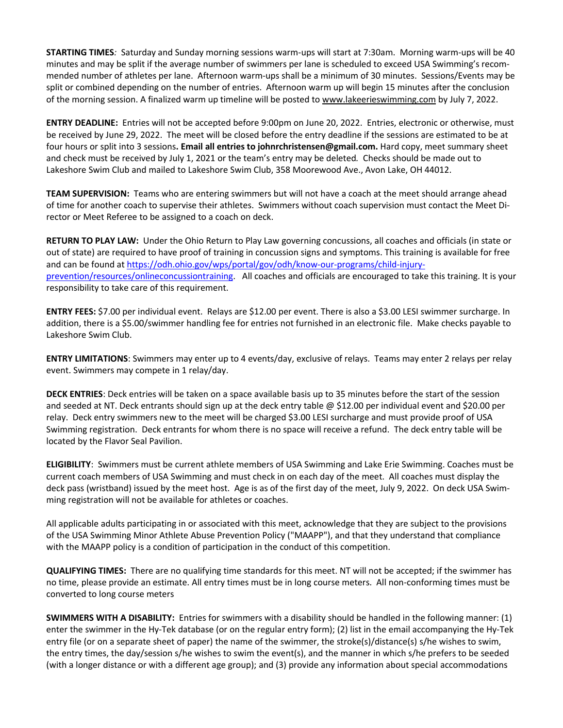**STARTING TIMES***:* Saturday and Sunday morning sessions warm-ups will start at 7:30am. Morning warm-ups will be 40 minutes and may be split if the average number of swimmers per lane is scheduled to exceed USA Swimming's recommended number of athletes per lane. Afternoon warm-ups shall be a minimum of 30 minutes. Sessions/Events may be split or combined depending on the number of entries. Afternoon warm up will begin 15 minutes after the conclusion of the morning session. A finalized warm up timeline will be posted to www.lakeerieswimming.com by July 7, 2022.

**ENTRY DEADLINE:** Entries will not be accepted before 9:00pm on June 20, 2022. Entries, electronic or otherwise, must be received by June 29, 2022. The meet will be closed before the entry deadline if the sessions are estimated to be at four hours or split into 3 sessions**. Email all entries to johnrchristensen@gmail.com.** Hard copy, meet summary sheet and check must be received by July 1, 2021 or the team's entry may be deleted*.* Checks should be made out to Lakeshore Swim Club and mailed to Lakeshore Swim Club, 358 Moorewood Ave., Avon Lake, OH 44012.

**TEAM SUPERVISION:** Teams who are entering swimmers but will not have a coach at the meet should arrange ahead of time for another coach to supervise their athletes. Swimmers without coach supervision must contact the Meet Director or Meet Referee to be assigned to a coach on deck.

**RETURN TO PLAY LAW:** Under the Ohio Return to Play Law governing concussions, all coaches and officials (in state or out of state) are required to have proof of training in concussion signs and symptoms. This training is available for free and can be found at https://odh.ohio.gov/wps/portal/gov/odh/know-our-programs/child-injury-prevention/resources/onlineconcussiontraining. All coaches and officials are encouraged to take this training. It is your responsibility to take care of this requirement.

**ENTRY FEES:** $7.00 per individual event. Relays are $12.00 per event. There is also a $3.00 LESI swimmer surcharge. In addition, there is a $5.00/swimmer handling fee for entries not furnished in an electronic file. Make checks payable to Lakeshore Swim Club.

**ENTRY LIMITATIONS**: Swimmers may enter up to 4 events/day, exclusive of relays. Teams may enter 2 relays per relay event. Swimmers may compete in 1 relay/day.

**DECK ENTRIES**: Deck entries will be taken on a space available basis up to 35 minutes before the start of the session and seeded at NT. Deck entrants should sign up at the deck entry table @ $12.00 per individual event and $20.00 per relay. Deck entry swimmers new to the meet will be charged $3.00 LESI surcharge and must provide proof of USA Swimming registration. Deck entrants for whom there is no space will receive a refund. The deck entry table will be located by the Flavor Seal Pavilion.

**ELIGIBILITY**: Swimmers must be current athlete members of USA Swimming and Lake Erie Swimming. Coaches must be current coach members of USA Swimming and must check in on each day of the meet. All coaches must display the deck pass (wristband) issued by the meet host. Age is as of the first day of the meet, July 9, 2022. On deck USA Swimming registration will not be available for athletes or coaches.

All applicable adults participating in or associated with this meet, acknowledge that they are subject to the provisions of the USA Swimming Minor Athlete Abuse Prevention Policy ("MAAPP"), and that they understand that compliance with the MAAPP policy is a condition of participation in the conduct of this competition.

**QUALIFYING TIMES:** There are no qualifying time standards for this meet. NT will not be accepted; if the swimmer has no time, please provide an estimate. All entry times must be in long course meters. All non-conforming times must be converted to long course meters

**SWIMMERS WITH A DISABILITY:** Entries for swimmers with a disability should be handled in the following manner: (1) enter the swimmer in the Hy-Tek database (or on the regular entry form); (2) list in the email accompanying the Hy-Tek entry file (or on a separate sheet of paper) the name of the swimmer, the stroke(s)/distance(s) s/he wishes to swim, the entry times, the day/session s/he wishes to swim the event(s), and the manner in which s/he prefers to be seeded (with a longer distance or with a different age group); and (3) provide any information about special accommodations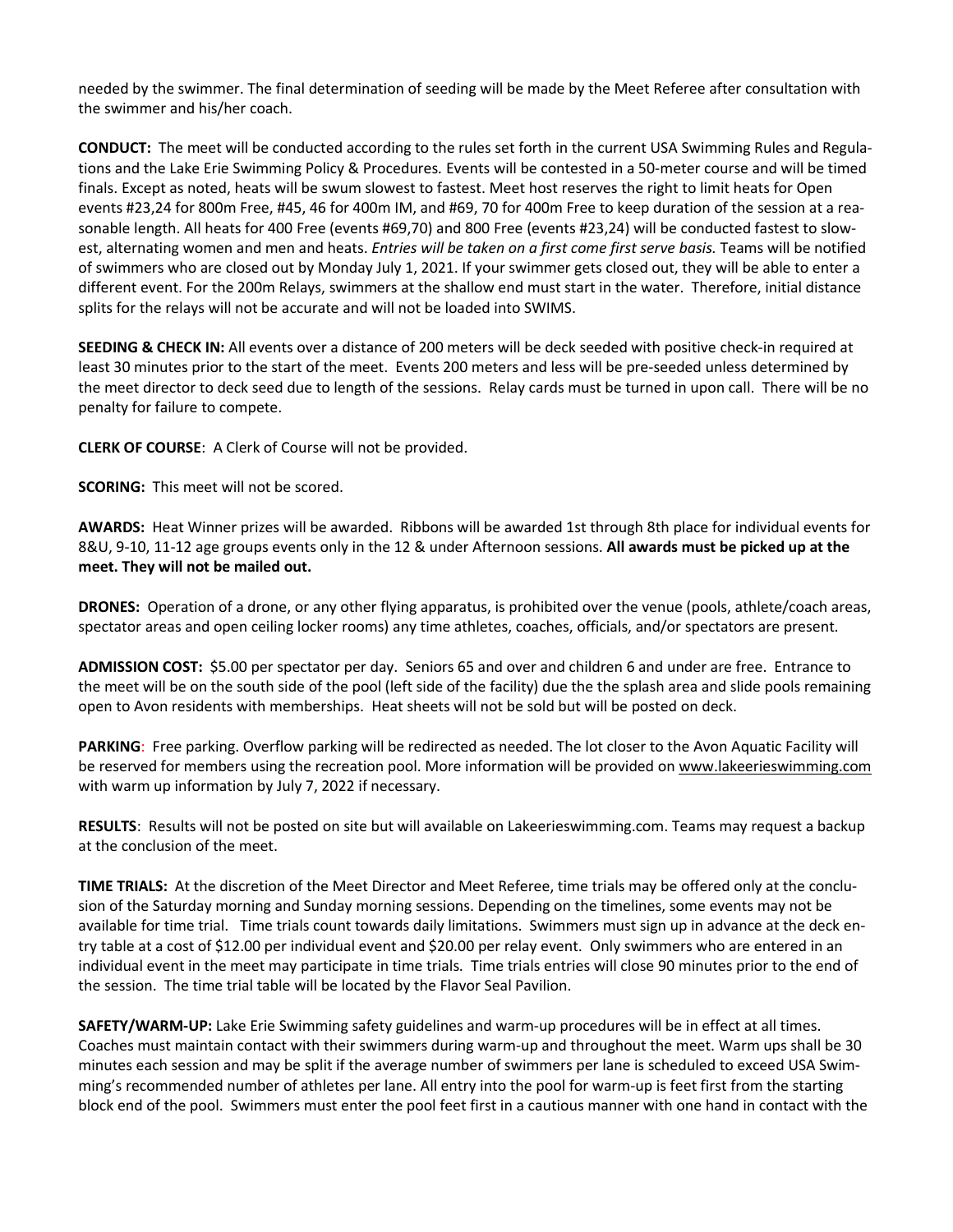needed by the swimmer. The final determination of seeding will be made by the Meet Referee after consultation with the swimmer and his/her coach.

**CONDUCT:** The meet will be conducted according to the rules set forth in the current USA Swimming Rules and Regulations and the Lake Erie Swimming Policy & Procedures. Events will be contested in a 50-meter course and will be timed finals. Except as noted, heats will be swum slowest to fastest. Meet host reserves the right to limit heats for Open events #23,24 for 800m Free, #45, 46 for 400m IM, and #69, 70 for 400m Free to keep duration of the session at a reasonable length. All heats for 400 Free (events #69,70) and 800 Free (events #23,24) will be conducted fastest to slowest, alternating women and men and heats. *Entries will be taken on a first come first serve basis.* Teams will be notified of swimmers who are closed out by Monday July 1, 2021. If your swimmer gets closed out, they will be able to enter a different event. For the 200m Relays, swimmers at the shallow end must start in the water. Therefore, initial distance splits for the relays will not be accurate and will not be loaded into SWIMS.

**SEEDING & CHECK IN:** All events over a distance of 200 meters will be deck seeded with positive check-in required at least 30 minutes prior to the start of the meet. Events 200 meters and less will be pre-seeded unless determined by the meet director to deck seed due to length of the sessions. Relay cards must be turned in upon call. There will be no penalty for failure to compete.

**CLERK OF COURSE**: A Clerk of Course will not be provided.

**SCORING:** This meet will not be scored.

**AWARDS:** Heat Winner prizes will be awarded. Ribbons will be awarded 1st through 8th place for individual events for 8&U, 9-10, 11-12 age groups events only in the 12 & under Afternoon sessions. **All awards must be picked up at the meet. They will not be mailed out.**

**DRONES:** Operation of a drone, or any other flying apparatus, is prohibited over the venue (pools, athlete/coach areas, spectator areas and open ceiling locker rooms) any time athletes, coaches, officials, and/or spectators are present.

**ADMISSION COST:** $5.00 per spectator per day. Seniors 65 and over and children 6 and under are free. Entrance to the meet will be on the south side of the pool (left side of the facility) due the the splash area and slide pools remaining open to Avon residents with memberships. Heat sheets will not be sold but will be posted on deck.

**PARKING**: Free parking. Overflow parking will be redirected as needed. The lot closer to the Avon Aquatic Facility will be reserved for members using the recreation pool. More information will be provided on www.lakeerieswimming.com with warm up information by July 7, 2022 if necessary.

**RESULTS**: Results will not be posted on site but will available on Lakeerieswimming.com. Teams may request a backup at the conclusion of the meet.

**TIME TRIALS:** At the discretion of the Meet Director and Meet Referee, time trials may be offered only at the conclusion of the Saturday morning and Sunday morning sessions. Depending on the timelines, some events may not be available for time trial. Time trials count towards daily limitations. Swimmers must sign up in advance at the deck entry table at a cost of $12.00 per individual event and $20.00 per relay event. Only swimmers who are entered in an individual event in the meet may participate in time trials. Time trials entries will close 90 minutes prior to the end of the session. The time trial table will be located by the Flavor Seal Pavilion.

**SAFETY/WARM-UP:** Lake Erie Swimming safety guidelines and warm-up procedures will be in effect at all times. Coaches must maintain contact with their swimmers during warm-up and throughout the meet. Warm ups shall be 30 minutes each session and may be split if the average number of swimmers per lane is scheduled to exceed USA Swimming's recommended number of athletes per lane. All entry into the pool for warm-up is feet first from the starting block end of the pool. Swimmers must enter the pool feet first in a cautious manner with one hand in contact with the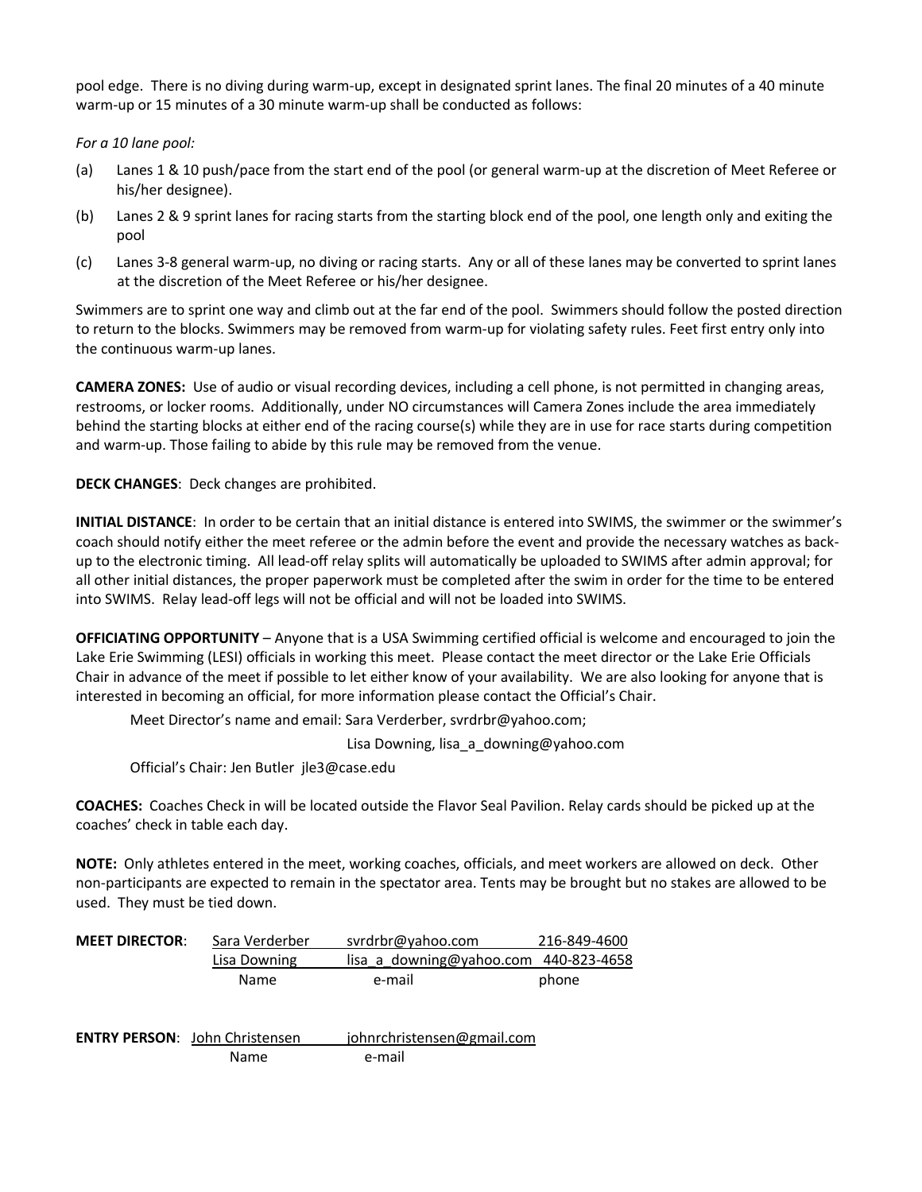pool edge. There is no diving during warm-up, except in designated sprint lanes. The final 20 minutes of a 40 minute warm-up or 15 minutes of a 30 minute warm-up shall be conducted as follows:

*For a 10 lane pool:*

(a) Lanes 1 & 10 push/pace from the start end of the pool (or general warm-up at the discretion of Meet Referee or his/her designee).

(b) Lanes 2 & 9 sprint lanes for racing starts from the starting block end of the pool, one length only and exiting the pool

(c) Lanes 3-8 general warm-up, no diving or racing starts. Any or all of these lanes may be converted to sprint lanes at the discretion of the Meet Referee or his/her designee.

Swimmers are to sprint one way and climb out at the far end of the pool. Swimmers should follow the posted direction to return to the blocks. Swimmers may be removed from warm-up for violating safety rules. Feet first entry only into the continuous warm-up lanes.

**CAMERA ZONES:** Use of audio or visual recording devices, including a cell phone, is not permitted in changing areas, restrooms, or locker rooms. Additionally, under NO circumstances will Camera Zones include the area immediately behind the starting blocks at either end of the racing course(s) while they are in use for race starts during competition and warm-up. Those failing to abide by this rule may be removed from the venue.

**DECK CHANGES**: Deck changes are prohibited.

**INITIAL DISTANCE**: In order to be certain that an initial distance is entered into SWIMS, the swimmer or the swimmer's coach should notify either the meet referee or the admin before the event and provide the necessary watches as back-up to the electronic timing. All lead-off relay splits will automatically be uploaded to SWIMS after admin approval; for all other initial distances, the proper paperwork must be completed after the swim in order for the time to be entered into SWIMS. Relay lead-off legs will not be official and will not be loaded into SWIMS.

**OFFICIATING OPPORTUNITY** – Anyone that is a USA Swimming certified official is welcome and encouraged to join the Lake Erie Swimming (LESI) officials in working this meet. Please contact the meet director or the Lake Erie Officials Chair in advance of the meet if possible to let either know of your availability. We are also looking for anyone that is interested in becoming an official, for more information please contact the Official's Chair.

Meet Director's name and email: Sara Verderber, svrdrbr@yahoo.com;

Lisa Downing, lisa_a_downing@yahoo.com

Official's Chair: Jen Butler jle3@case.edu

**COACHES:** Coaches Check in will be located outside the Flavor Seal Pavilion. Relay cards should be picked up at the coaches' check in table each day.

**NOTE:** Only athletes entered in the meet, working coaches, officials, and meet workers are allowed on deck. Other non-participants are expected to remain in the spectator area. Tents may be brought but no stakes are allowed to be used. They must be tied down.

| **MEET DIRECTOR**: | Sara Verderber | svrdrbr@yahoo.com | 216-849-4600 |
|---|---|---|---|
| | Lisa Downing | lisa_a_downing@yahoo.com | 440-823-4658 |
| | Name | e-mail | phone |

| **ENTRY PERSON**: | John Christensen | johnrchristensen@gmail.com |
|---|---|---|
| | Name | e-mail |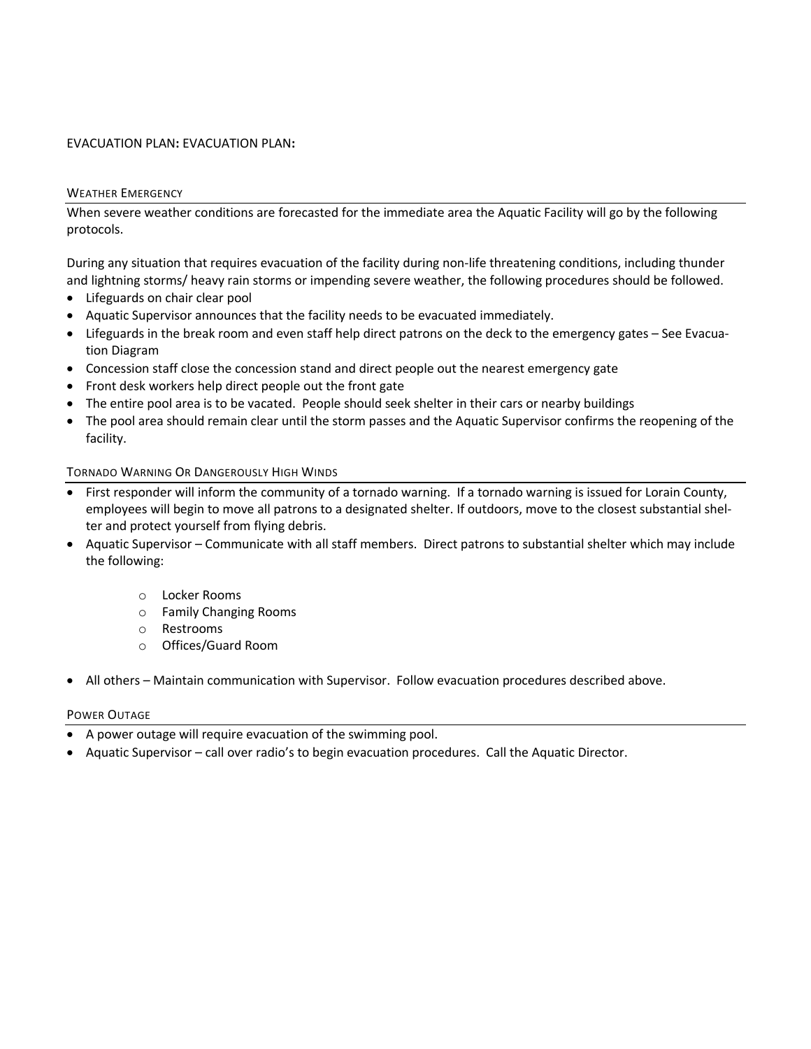EVACUATION PLAN**:** EVACUATION PLAN**:**

## WEATHER EMERGENCY

When severe weather conditions are forecasted for the immediate area the Aquatic Facility will go by the following protocols.

During any situation that requires evacuation of the facility during non-life threatening conditions, including thunder and lightning storms/ heavy rain storms or impending severe weather, the following procedures should be followed.

- Lifeguards on chair clear pool
- Aquatic Supervisor announces that the facility needs to be evacuated immediately.
- Lifeguards in the break room and even staff help direct patrons on the deck to the emergency gates – See Evacuation Diagram
- Concession staff close the concession stand and direct people out the nearest emergency gate
- Front desk workers help direct people out the front gate
- The entire pool area is to be vacated. People should seek shelter in their cars or nearby buildings
- The pool area should remain clear until the storm passes and the Aquatic Supervisor confirms the reopening of the facility.

## TORNADO WARNING OR DANGEROUSLY HIGH WINDS

- First responder will inform the community of a tornado warning. If a tornado warning is issued for Lorain County, employees will begin to move all patrons to a designated shelter. If outdoors, move to the closest substantial shelter and protect yourself from flying debris.
- Aquatic Supervisor – Communicate with all staff members. Direct patrons to substantial shelter which may include the following:
  - Locker Rooms
  - Family Changing Rooms
  - Restrooms
  - Offices/Guard Room
- All others – Maintain communication with Supervisor. Follow evacuation procedures described above.

## POWER OUTAGE

- A power outage will require evacuation of the swimming pool.
- Aquatic Supervisor – call over radio's to begin evacuation procedures. Call the Aquatic Director.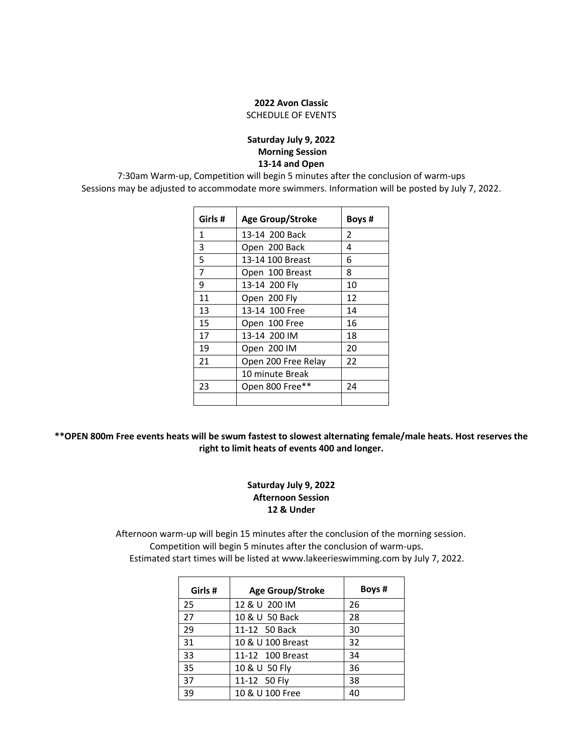**2022 Avon Classic**

SCHEDULE OF EVENTS

**Saturday July 9, 2022**
**Morning Session**
**13-14 and Open**

7:30am Warm-up, Competition will begin 5 minutes after the conclusion of warm-ups
Sessions may be adjusted to accommodate more swimmers. Information will be posted by July 7, 2022.

| Girls # | Age Group/Stroke | Boys # |
|---|---|---|
| 1 | 13-14 200 Back | 2 |
| 3 | Open 200 Back | 4 |
| 5 | 13-14 100 Breast | 6 |
| 7 | Open 100 Breast | 8 |
| 9 | 13-14 200 Fly | 10 |
| 11 | Open 200 Fly | 12 |
| 13 | 13-14 100 Free | 14 |
| 15 | Open 100 Free | 16 |
| 17 | 13-14 200 IM | 18 |
| 19 | Open 200 IM | 20 |
| 21 | Open 200 Free Relay | 22 |
| | 10 minute Break | |
| 23 | Open 800 Free** | 24 |
| | | |

**\*\*OPEN 800m Free events heats will be swum fastest to slowest alternating female/male heats. Host reserves the right to limit heats of events 400 and longer.**

**Saturday July 9, 2022**
**Afternoon Session**
**12 & Under**

Afternoon warm-up will begin 15 minutes after the conclusion of the morning session.
Competition will begin 5 minutes after the conclusion of warm-ups.
Estimated start times will be listed at www.lakeerieswimming.com by July 7, 2022.

| Girls # | Age Group/Stroke | Boys # |
|---|---|---|
| 25 | 12 & U 200 IM | 26 |
| 27 | 10 & U 50 Back | 28 |
| 29 | 11-12 50 Back | 30 |
| 31 | 10 & U 100 Breast | 32 |
| 33 | 11-12 100 Breast | 34 |
| 35 | 10 & U 50 Fly | 36 |
| 37 | 11-12 50 Fly | 38 |
| 39 | 10 & U 100 Free | 40 |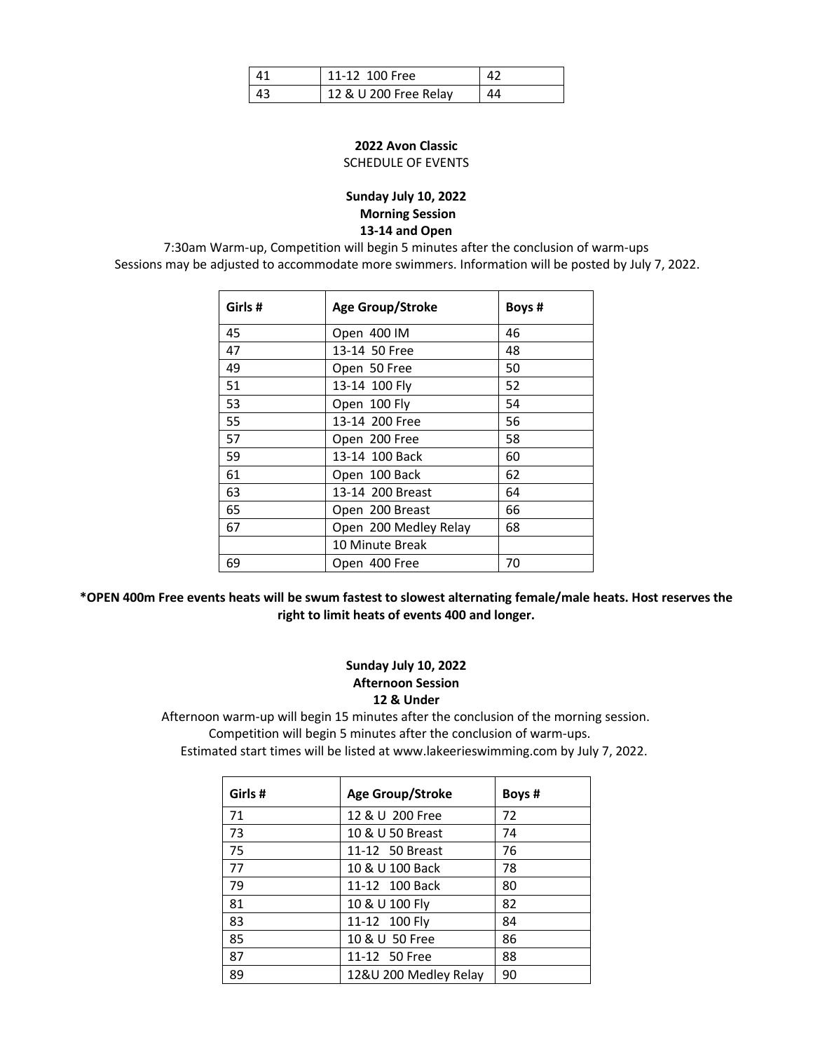| | | |
|---|---|---|
| 41 | 11-12 100 Free | 42 |
| 43 | 12 & U 200 Free Relay | 44 |

**2022 Avon Classic**

SCHEDULE OF EVENTS

**Sunday July 10, 2022**
**Morning Session**
**13-14 and Open**

7:30am Warm-up, Competition will begin 5 minutes after the conclusion of warm-ups
Sessions may be adjusted to accommodate more swimmers. Information will be posted by July 7, 2022.

| Girls # | Age Group/Stroke | Boys # |
|---|---|---|
| 45 | Open 400 IM | 46 |
| 47 | 13-14 50 Free | 48 |
| 49 | Open 50 Free | 50 |
| 51 | 13-14 100 Fly | 52 |
| 53 | Open 100 Fly | 54 |
| 55 | 13-14 200 Free | 56 |
| 57 | Open 200 Free | 58 |
| 59 | 13-14 100 Back | 60 |
| 61 | Open 100 Back | 62 |
| 63 | 13-14 200 Breast | 64 |
| 65 | Open 200 Breast | 66 |
| 67 | Open 200 Medley Relay | 68 |
| | 10 Minute Break | |
| 69 | Open 400 Free | 70 |

**\*OPEN 400m Free events heats will be swum fastest to slowest alternating female/male heats. Host reserves the right to limit heats of events 400 and longer.**

**Sunday July 10, 2022**
**Afternoon Session**
**12 & Under**

Afternoon warm-up will begin 15 minutes after the conclusion of the morning session.
Competition will begin 5 minutes after the conclusion of warm-ups.
Estimated start times will be listed at www.lakeerieswimming.com by July 7, 2022.

| Girls # | Age Group/Stroke | Boys # |
|---|---|---|
| 71 | 12 & U 200 Free | 72 |
| 73 | 10 & U 50 Breast | 74 |
| 75 | 11-12 50 Breast | 76 |
| 77 | 10 & U 100 Back | 78 |
| 79 | 11-12 100 Back | 80 |
| 81 | 10 & U 100 Fly | 82 |
| 83 | 11-12 100 Fly | 84 |
| 85 | 10 & U 50 Free | 86 |
| 87 | 11-12 50 Free | 88 |
| 89 | 12&U 200 Medley Relay | 90 |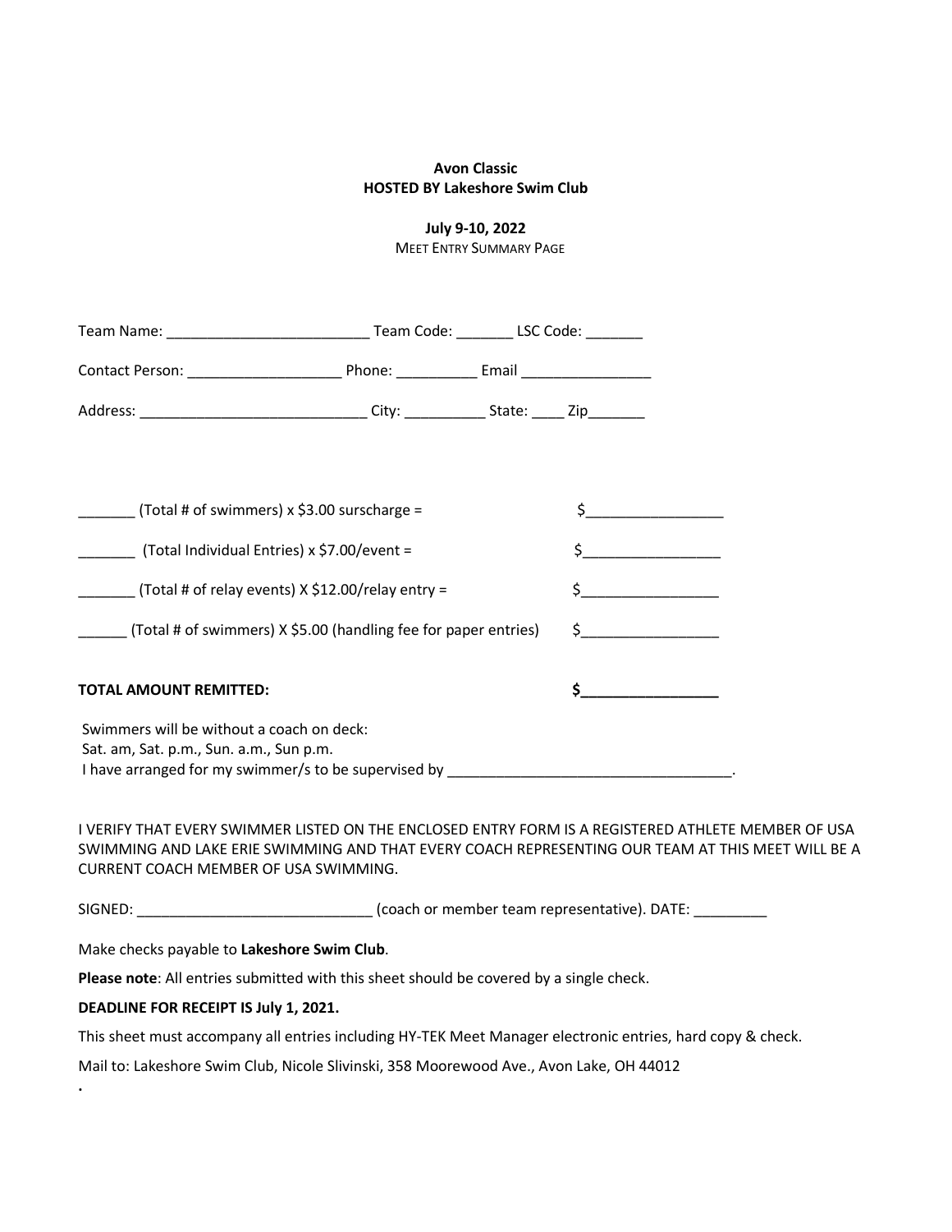**Avon Classic**
**HOSTED BY Lakeshore Swim Club**

**July 9-10, 2022**
MEET ENTRY SUMMARY PAGE

Team Name: _________________________ Team Code: _______ LSC Code: _______

Contact Person: ___________________ Phone: __________ Email ________________

Address: ____________________________ City: __________ State: ____ Zip_______

_______ (Total # of swimmers) x $3.00 surscharge = $_________________

_______ (Total Individual Entries) x $7.00/event = $_________________

_______ (Total # of relay events) X $12.00/relay entry = $_________________

______ (Total # of swimmers) X $5.00 (handling fee for paper entries) $_________________

**TOTAL AMOUNT REMITTED:** **$_________________**

Swimmers will be without a coach on deck:
Sat. am, Sat. p.m., Sun. a.m., Sun p.m.
I have arranged for my swimmer/s to be supervised by ___________________________________.

I VERIFY THAT EVERY SWIMMER LISTED ON THE ENCLOSED ENTRY FORM IS A REGISTERED ATHLETE MEMBER OF USA SWIMMING AND LAKE ERIE SWIMMING AND THAT EVERY COACH REPRESENTING OUR TEAM AT THIS MEET WILL BE A CURRENT COACH MEMBER OF USA SWIMMING.

SIGNED: _____________________________ (coach or member team representative). DATE: _________

Make checks payable to **Lakeshore Swim Club**.

**Please note**: All entries submitted with this sheet should be covered by a single check.

**DEADLINE FOR RECEIPT IS July 1, 2021.**

This sheet must accompany all entries including HY-TEK Meet Manager electronic entries, hard copy & check.

Mail to: Lakeshore Swim Club, Nicole Slivinski, 358 Moorewood Ave., Avon Lake, OH 44012

.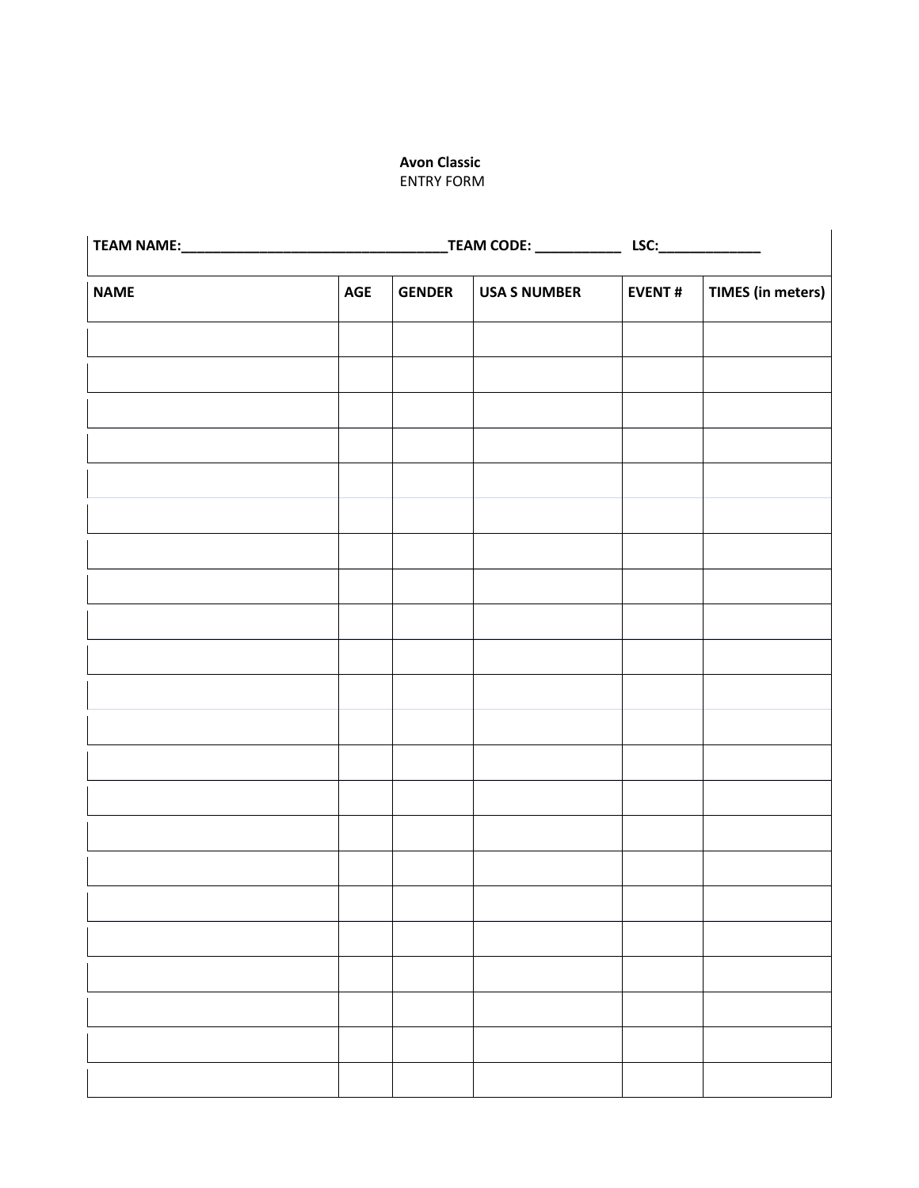**Avon Classic**
ENTRY FORM

TEAM NAME:_________________________________TEAM CODE: ___________ LSC:_____________

| NAME | AGE | GENDER | USA S NUMBER | EVENT # | TIMES (in meters) |
|---|---|---|---|---|---|
| | | | | | |
| | | | | | |
| | | | | | |
| | | | | | |
| | | | | | |
| | | | | | |
| | | | | | |
| | | | | | |
| | | | | | |
| | | | | | |
| | | | | | |
| | | | | | |
| | | | | | |
| | | | | | |
| | | | | | |
| | | | | | |
| | | | | | |
| | | | | | |
| | | | | | |
| | | | | | |
| | | | | | |
| | | | | | |